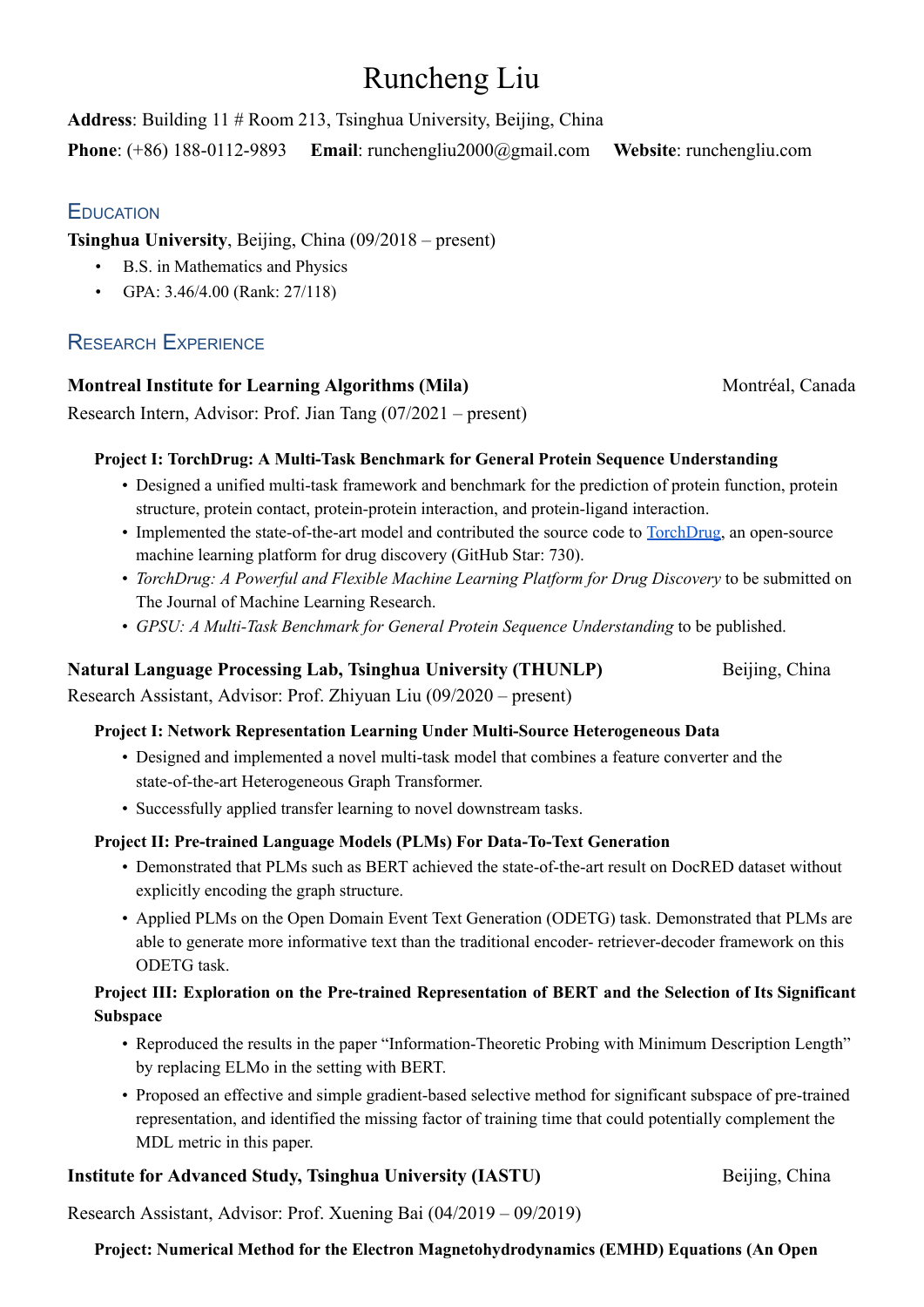# Runcheng Liu

**Address**: Building 11 # Room 213, Tsinghua University, Beijing, China

**Phone**: (+86) 188-0112-9893 **Email**: runchengliu2000@gmail.com **Website**: runchengliu.com

## Education

**Tsinghua University**, Beijing, China (09/2018 – present)

- B.S. in Mathematics and Physics
- GPA: 3.46/4.00 (Rank: 27/118)

## Research Experience

**Montreal Institute for Learning Algorithms (Mila)** Montréal, Canada

Research Intern, Advisor: Prof. Jian Tang (07/2021 – present)

**Project I: TorchDrug: A Multi-Task Benchmark for General Protein Sequence Understanding**

- Designed a unified multi-task framework and benchmark for the prediction of protein function, protein structure, protein contact, protein-protein interaction, and protein-ligand interaction.
- Implemented the state-of-the-art model and contributed the source code to [TorchDrug](), an open-source machine learning platform for drug discovery (GitHub Star: 730).
- *TorchDrug: A Powerful and Flexible Machine Learning Platform for Drug Discovery* to be submitted on The Journal of Machine Learning Research.
- *GPSU: A Multi-Task Benchmark for General Protein Sequence Understanding* to be published.

**Natural Language Processing Lab, Tsinghua University (THUNLP)** Beijing, China

Research Assistant, Advisor: Prof. Zhiyuan Liu (09/2020 – present)

**Project I: Network Representation Learning Under Multi-Source Heterogeneous Data**

- Designed and implemented a novel multi-task model that combines a feature converter and the state-of-the-art Heterogeneous Graph Transformer.
- Successfully applied transfer learning to novel downstream tasks.

**Project II: Pre-trained Language Models (PLMs) For Data-To-Text Generation**

- Demonstrated that PLMs such as BERT achieved the state-of-the-art result on DocRED dataset without explicitly encoding the graph structure.
- Applied PLMs on the Open Domain Event Text Generation (ODETG) task. Demonstrated that PLMs are able to generate more informative text than the traditional encoder- retriever-decoder framework on this ODETG task.

**Project III: Exploration on the Pre-trained Representation of BERT and the Selection of Its Significant Subspace**

- Reproduced the results in the paper "Information-Theoretic Probing with Minimum Description Length" by replacing ELMo in the setting with BERT.
- Proposed an effective and simple gradient-based selective method for significant subspace of pre-trained representation, and identified the missing factor of training time that could potentially complement the MDL metric in this paper.

**Institute for Advanced Study, Tsinghua University (IASTU)** Beijing, China

Research Assistant, Advisor: Prof. Xuening Bai (04/2019 – 09/2019)

**Project: Numerical Method for the Electron Magnetohydrodynamics (EMHD) Equations (An Open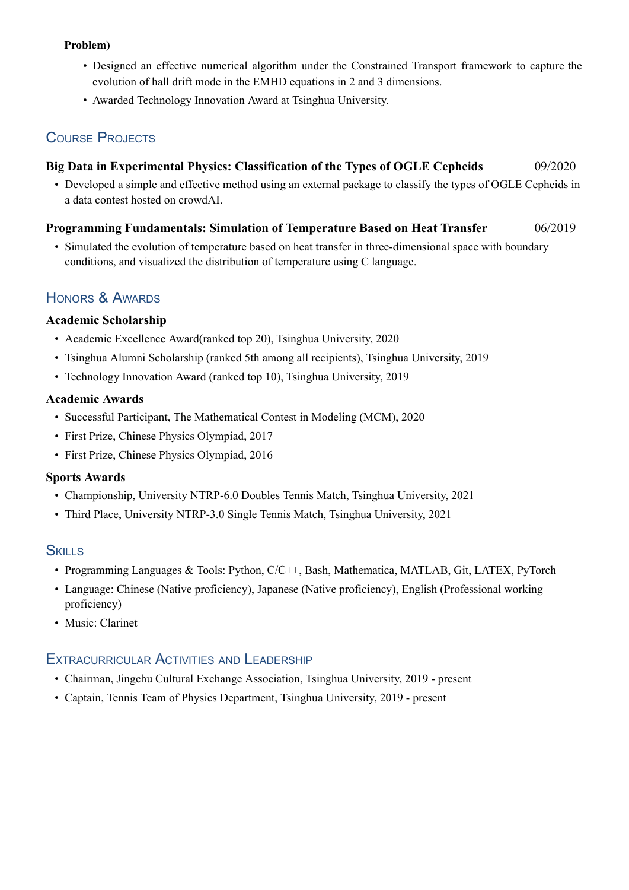**Problem)**

- Designed an effective numerical algorithm under the Constrained Transport framework to capture the evolution of hall drift mode in the EMHD equations in 2 and 3 dimensions.
- Awarded Technology Innovation Award at Tsinghua University.

## Course Projects

**Big Data in Experimental Physics: Classification of the Types of OGLE Cepheids** 09/2020

- Developed a simple and effective method using an external package to classify the types of OGLE Cepheids in a data contest hosted on crowdAI.

**Programming Fundamentals: Simulation of Temperature Based on Heat Transfer** 06/2019

- Simulated the evolution of temperature based on heat transfer in three-dimensional space with boundary conditions, and visualized the distribution of temperature using C language.

## Honors & Awards

### Academic Scholarship

- Academic Excellence Award(ranked top 20), Tsinghua University, 2020
- Tsinghua Alumni Scholarship (ranked 5th among all recipients), Tsinghua University, 2019
- Technology Innovation Award (ranked top 10), Tsinghua University, 2019

### Academic Awards

- Successful Participant, The Mathematical Contest in Modeling (MCM), 2020
- First Prize, Chinese Physics Olympiad, 2017
- First Prize, Chinese Physics Olympiad, 2016

### Sports Awards

- Championship, University NTRP-6.0 Doubles Tennis Match, Tsinghua University, 2021
- Third Place, University NTRP-3.0 Single Tennis Match, Tsinghua University, 2021

## Skills

- Programming Languages & Tools: Python, C/C++, Bash, Mathematica, MATLAB, Git, LATEX, PyTorch
- Language: Chinese (Native proficiency), Japanese (Native proficiency), English (Professional working proficiency)
- Music: Clarinet

## Extracurricular Activities and Leadership

- Chairman, Jingchu Cultural Exchange Association, Tsinghua University, 2019 - present
- Captain, Tennis Team of Physics Department, Tsinghua University, 2019 - present